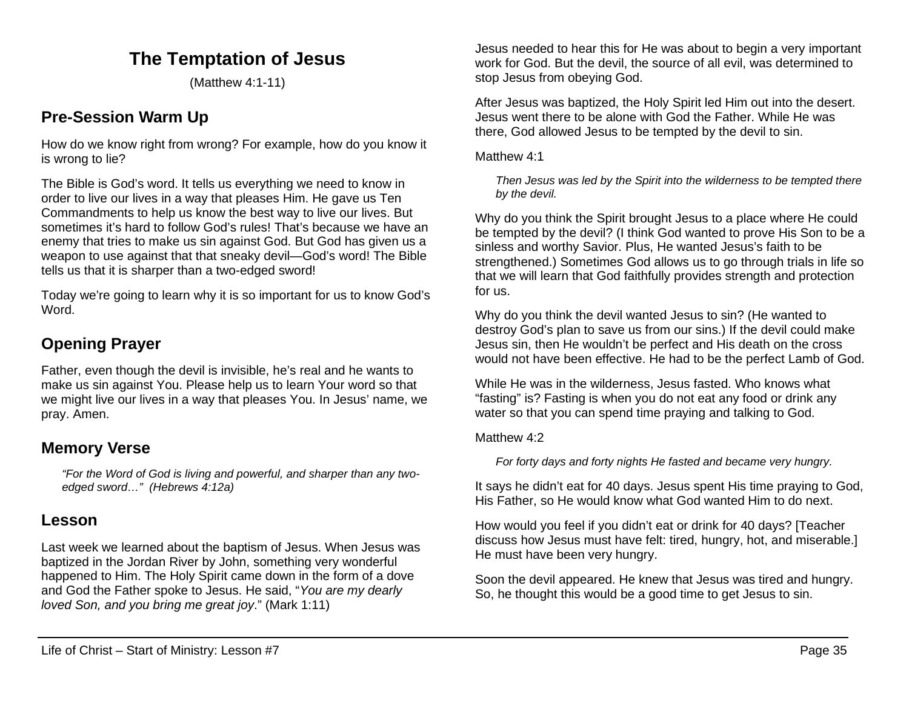# The Temptation of Jesus

(Matthew 4:1-11)

## Pre-Session Warm Up

How do we know right from wrong? For example, how do you know it is wrong to lie?

The Bible is God's word. It tells us everything we need to know in order to live our lives in a way that pleases Him. He gave us Ten Commandments to help us know the best way to live our lives. But sometimes it's hard to follow God's rules! That's because we have an enemy that tries to make us sin against God. But God has given us a weapon to use against that that sneaky devil—God's word! The Bible tells us that it is sharper than a two-edged sword!

Today we're going to learn why it is so important for us to know God's Word.

## Opening Prayer

Father, even though the devil is invisible, he's real and he wants to make us sin against You. Please help us to learn Your word so that we might live our lives in a way that pleases You. In Jesus' name, we pray. Amen.

## Memory Verse

> *"For the Word of God is living and powerful, and sharper than any two-edged sword…" (Hebrews 4:12a)*

## Lesson

Last week we learned about the baptism of Jesus. When Jesus was baptized in the Jordan River by John, something very wonderful happened to Him. The Holy Spirit came down in the form of a dove and God the Father spoke to Jesus. He said, "*You are my dearly loved Son, and you bring me great joy*." (Mark 1:11)

Jesus needed to hear this for He was about to begin a very important work for God. But the devil, the source of all evil, was determined to stop Jesus from obeying God.

After Jesus was baptized, the Holy Spirit led Him out into the desert. Jesus went there to be alone with God the Father. While He was there, God allowed Jesus to be tempted by the devil to sin.

Matthew 4:1

> *Then Jesus was led by the Spirit into the wilderness to be tempted there by the devil.*

Why do you think the Spirit brought Jesus to a place where He could be tempted by the devil? (I think God wanted to prove His Son to be a sinless and worthy Savior. Plus, He wanted Jesus's faith to be strengthened.) Sometimes God allows us to go through trials in life so that we will learn that God faithfully provides strength and protection for us.

Why do you think the devil wanted Jesus to sin? (He wanted to destroy God's plan to save us from our sins.) If the devil could make Jesus sin, then He wouldn't be perfect and His death on the cross would not have been effective. He had to be the perfect Lamb of God.

While He was in the wilderness, Jesus fasted. Who knows what "fasting" is? Fasting is when you do not eat any food or drink any water so that you can spend time praying and talking to God.

Matthew 4:2

> *For forty days and forty nights He fasted and became very hungry.*

It says he didn't eat for 40 days. Jesus spent His time praying to God, His Father, so He would know what God wanted Him to do next.

How would you feel if you didn't eat or drink for 40 days? [Teacher discuss how Jesus must have felt: tired, hungry, hot, and miserable.] He must have been very hungry.

Soon the devil appeared. He knew that Jesus was tired and hungry. So, he thought this would be a good time to get Jesus to sin.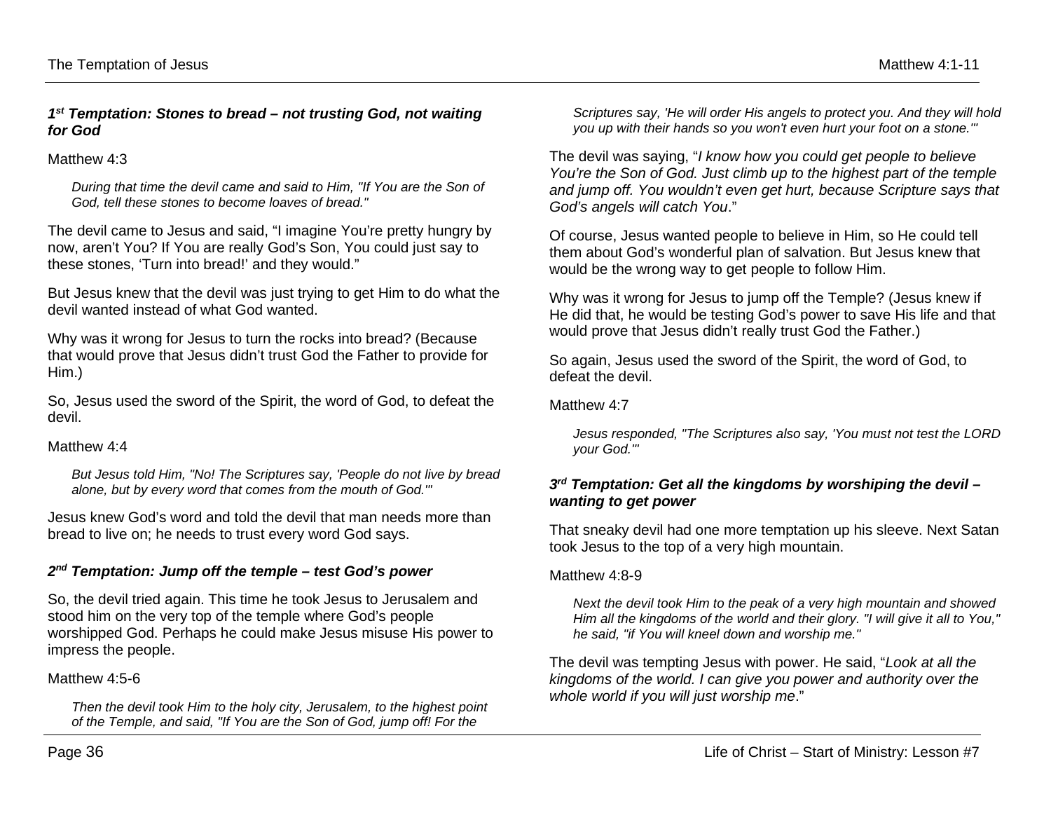### *1st Temptation: Stones to bread – not trusting God, not waiting for God*

Matthew 4:3

> *During that time the devil came and said to Him, "If You are the Son of God, tell these stones to become loaves of bread."*

The devil came to Jesus and said, "I imagine You're pretty hungry by now, aren't You? If You are really God's Son, You could just say to these stones, 'Turn into bread!' and they would."

But Jesus knew that the devil was just trying to get Him to do what the devil wanted instead of what God wanted.

Why was it wrong for Jesus to turn the rocks into bread? (Because that would prove that Jesus didn't trust God the Father to provide for Him.)

So, Jesus used the sword of the Spirit, the word of God, to defeat the devil.

Matthew 4:4

> *But Jesus told Him, "No! The Scriptures say, 'People do not live by bread alone, but by every word that comes from the mouth of God.'"*

Jesus knew God's word and told the devil that man needs more than bread to live on; he needs to trust every word God says.

### *2nd Temptation: Jump off the temple – test God's power*

So, the devil tried again. This time he took Jesus to Jerusalem and stood him on the very top of the temple where God's people worshipped God. Perhaps he could make Jesus misuse His power to impress the people.

Matthew 4:5-6

> *Then the devil took Him to the holy city, Jerusalem, to the highest point of the Temple, and said, "If You are the Son of God, jump off! For the Scriptures say, 'He will order His angels to protect you. And they will hold you up with their hands so you won't even hurt your foot on a stone.'"*

The devil was saying, "*I know how you could get people to believe You're the Son of God. Just climb up to the highest part of the temple and jump off. You wouldn't even get hurt, because Scripture says that God's angels will catch You*."

Of course, Jesus wanted people to believe in Him, so He could tell them about God's wonderful plan of salvation. But Jesus knew that would be the wrong way to get people to follow Him.

Why was it wrong for Jesus to jump off the Temple? (Jesus knew if He did that, he would be testing God's power to save His life and that would prove that Jesus didn't really trust God the Father.)

So again, Jesus used the sword of the Spirit, the word of God, to defeat the devil.

Matthew 4:7

> *Jesus responded, "The Scriptures also say, 'You must not test the LORD your God.'"*

### *3rd Temptation: Get all the kingdoms by worshiping the devil – wanting to get power*

That sneaky devil had one more temptation up his sleeve. Next Satan took Jesus to the top of a very high mountain.

Matthew 4:8-9

> *Next the devil took Him to the peak of a very high mountain and showed Him all the kingdoms of the world and their glory. "I will give it all to You," he said, "if You will kneel down and worship me."*

The devil was tempting Jesus with power. He said, "*Look at all the kingdoms of the world. I can give you power and authority over the whole world if you will just worship me*."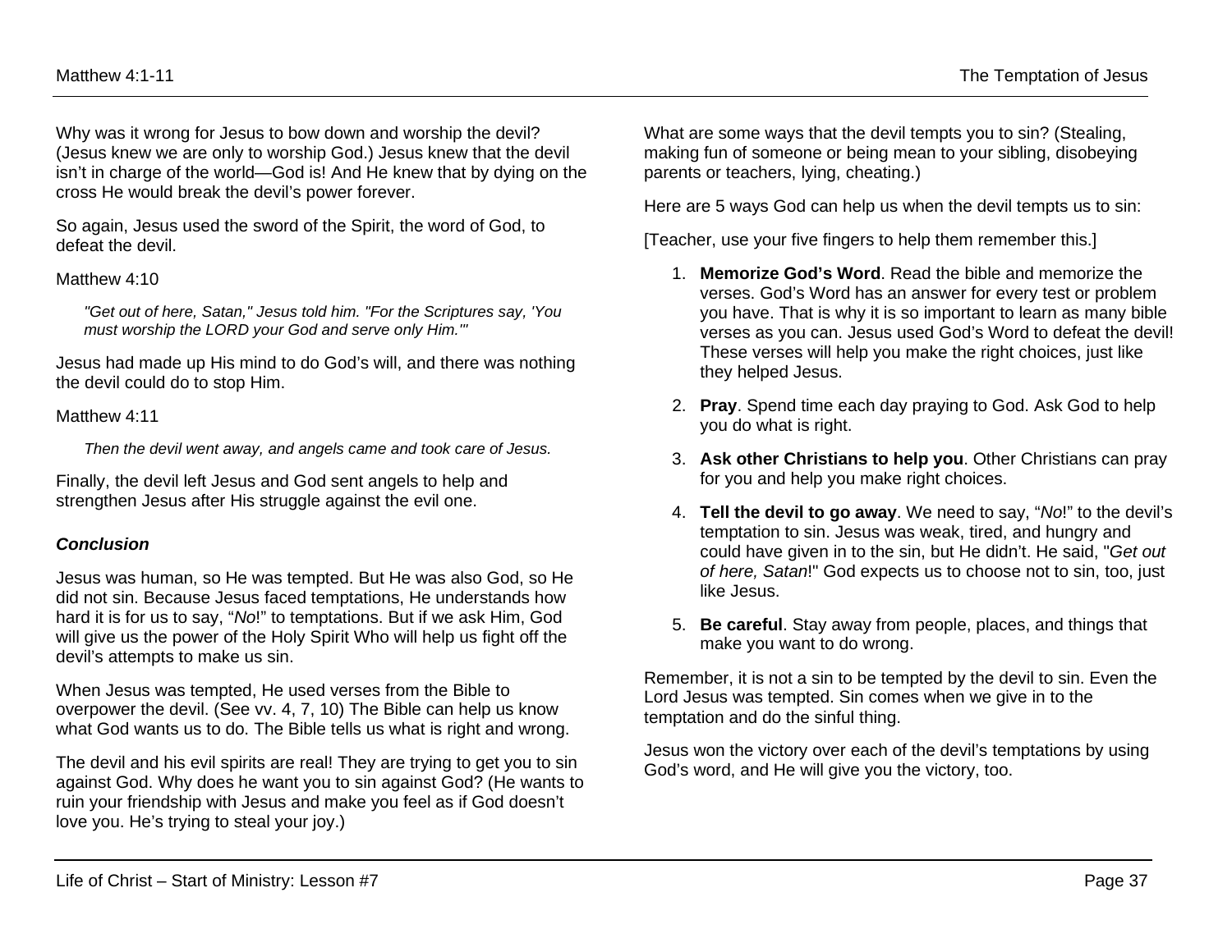Why was it wrong for Jesus to bow down and worship the devil? (Jesus knew we are only to worship God.) Jesus knew that the devil isn't in charge of the world—God is! And He knew that by dying on the cross He would break the devil's power forever.

So again, Jesus used the sword of the Spirit, the word of God, to defeat the devil.

Matthew 4:10

> *"Get out of here, Satan," Jesus told him. "For the Scriptures say, 'You must worship the LORD your God and serve only Him.'"*

Jesus had made up His mind to do God's will, and there was nothing the devil could do to stop Him.

Matthew 4:11

> *Then the devil went away, and angels came and took care of Jesus.*

Finally, the devil left Jesus and God sent angels to help and strengthen Jesus after His struggle against the evil one.

### *Conclusion*

Jesus was human, so He was tempted. But He was also God, so He did not sin. Because Jesus faced temptations, He understands how hard it is for us to say, "*No*!" to temptations. But if we ask Him, God will give us the power of the Holy Spirit Who will help us fight off the devil's attempts to make us sin.

When Jesus was tempted, He used verses from the Bible to overpower the devil. (See vv. 4, 7, 10) The Bible can help us know what God wants us to do. The Bible tells us what is right and wrong.

The devil and his evil spirits are real! They are trying to get you to sin against God. Why does he want you to sin against God? (He wants to ruin your friendship with Jesus and make you feel as if God doesn't love you. He's trying to steal your joy.)

What are some ways that the devil tempts you to sin? (Stealing, making fun of someone or being mean to your sibling, disobeying parents or teachers, lying, cheating.)

Here are 5 ways God can help us when the devil tempts us to sin:

[Teacher, use your five fingers to help them remember this.]

1. **Memorize God's Word**. Read the bible and memorize the verses. God's Word has an answer for every test or problem you have. That is why it is so important to learn as many bible verses as you can. Jesus used God's Word to defeat the devil! These verses will help you make the right choices, just like they helped Jesus.
2. **Pray**. Spend time each day praying to God. Ask God to help you do what is right.
3. **Ask other Christians to help you**. Other Christians can pray for you and help you make right choices.
4. **Tell the devil to go away**. We need to say, "*No*!" to the devil's temptation to sin. Jesus was weak, tired, and hungry and could have given in to the sin, but He didn't. He said, "*Get out of here, Satan*!" God expects us to choose not to sin, too, just like Jesus.
5. **Be careful**. Stay away from people, places, and things that make you want to do wrong.

Remember, it is not a sin to be tempted by the devil to sin. Even the Lord Jesus was tempted. Sin comes when we give in to the temptation and do the sinful thing.

Jesus won the victory over each of the devil's temptations by using God's word, and He will give you the victory, too.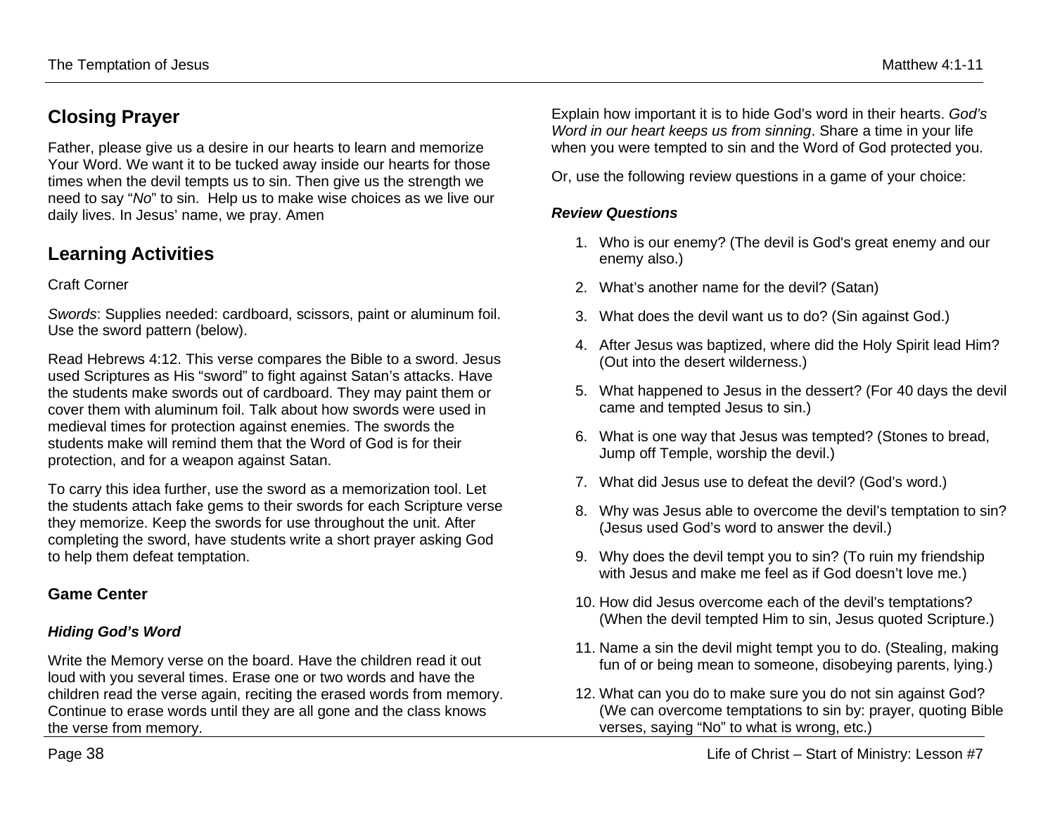## Closing Prayer

Father, please give us a desire in our hearts to learn and memorize Your Word. We want it to be tucked away inside our hearts for those times when the devil tempts us to sin. Then give us the strength we need to say "*No*" to sin. Help us to make wise choices as we live our daily lives. In Jesus' name, we pray. Amen

## Learning Activities

Craft Corner

*Swords*: Supplies needed: cardboard, scissors, paint or aluminum foil. Use the sword pattern (below).

Read Hebrews 4:12. This verse compares the Bible to a sword. Jesus used Scriptures as His "sword" to fight against Satan's attacks. Have the students make swords out of cardboard. They may paint them or cover them with aluminum foil. Talk about how swords were used in medieval times for protection against enemies. The swords the students make will remind them that the Word of God is for their protection, and for a weapon against Satan.

To carry this idea further, use the sword as a memorization tool. Let the students attach fake gems to their swords for each Scripture verse they memorize. Keep the swords for use throughout the unit. After completing the sword, have students write a short prayer asking God to help them defeat temptation.

### Game Center

#### *Hiding God's Word*

Write the Memory verse on the board. Have the children read it out loud with you several times. Erase one or two words and have the children read the verse again, reciting the erased words from memory. Continue to erase words until they are all gone and the class knows the verse from memory.

Explain how important it is to hide God's word in their hearts. *God's Word in our heart keeps us from sinning*. Share a time in your life when you were tempted to sin and the Word of God protected you.

Or, use the following review questions in a game of your choice:

#### *Review Questions*

1. Who is our enemy? (The devil is God's great enemy and our enemy also.)
2. What's another name for the devil? (Satan)
3. What does the devil want us to do? (Sin against God.)
4. After Jesus was baptized, where did the Holy Spirit lead Him? (Out into the desert wilderness.)
5. What happened to Jesus in the dessert? (For 40 days the devil came and tempted Jesus to sin.)
6. What is one way that Jesus was tempted? (Stones to bread, Jump off Temple, worship the devil.)
7. What did Jesus use to defeat the devil? (God's word.)
8. Why was Jesus able to overcome the devil's temptation to sin? (Jesus used God's word to answer the devil.)
9. Why does the devil tempt you to sin? (To ruin my friendship with Jesus and make me feel as if God doesn't love me.)
10. How did Jesus overcome each of the devil's temptations? (When the devil tempted Him to sin, Jesus quoted Scripture.)
11. Name a sin the devil might tempt you to do. (Stealing, making fun of or being mean to someone, disobeying parents, lying.)
12. What can you do to make sure you do not sin against God? (We can overcome temptations to sin by: prayer, quoting Bible verses, saying "No" to what is wrong, etc.)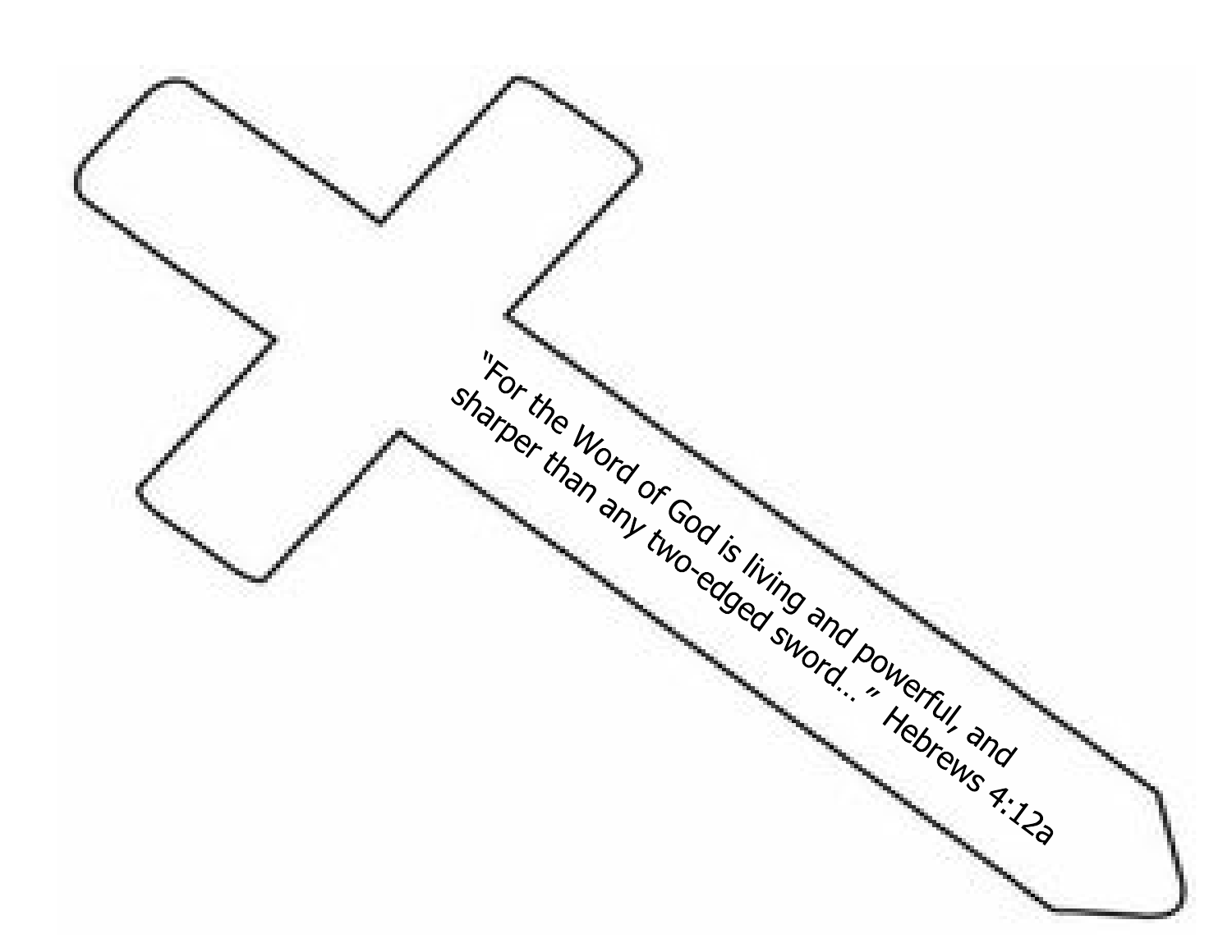"For the Word of God is living and powerful, and sharper than any two-edged sword…" Hebrews 4:12a